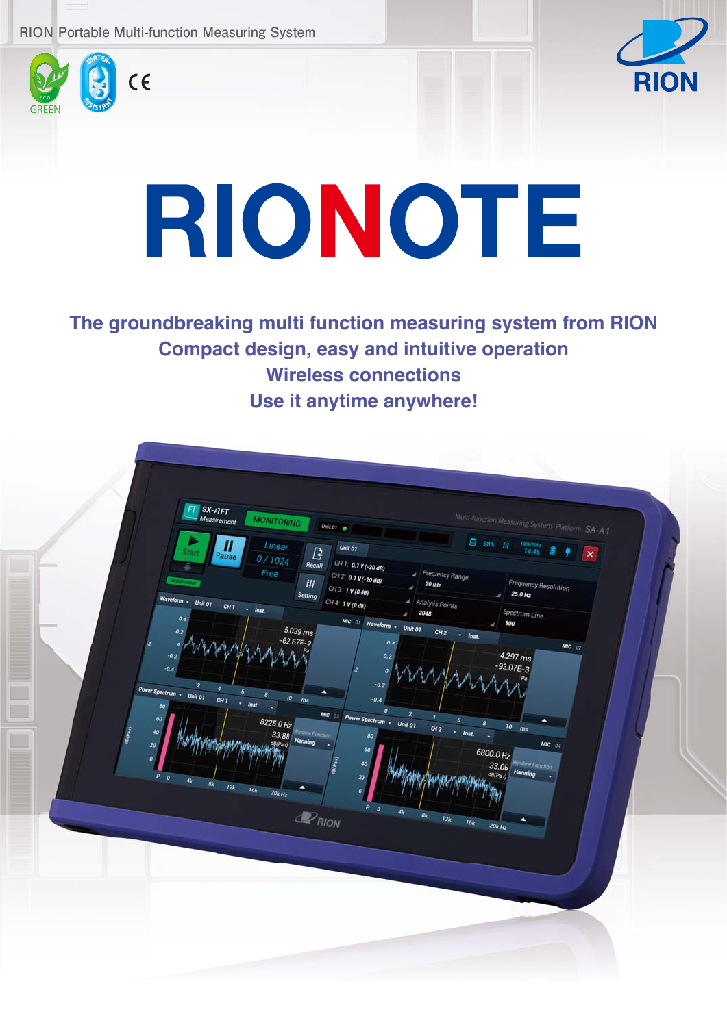RION Portable Multi-function Measuring System

GREEN

RION

# RIONOTE

**The groundbreaking multi function measuring system from RION**
**Compact design, easy and intuitive operation**
**Wireless connections**
**Use it anytime anywhere!**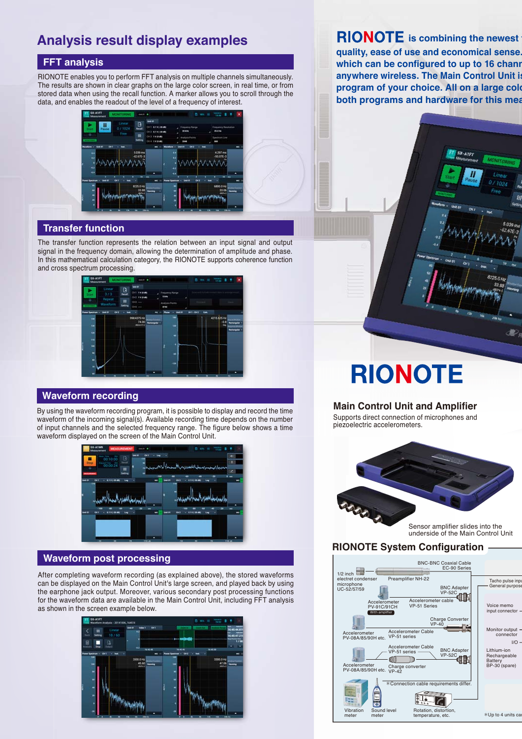# Analysis result display examples

## FFT analysis

RIONOTE enables you to perform FFT analysis on multiple channels simultaneously. The results are shown in clear graphs on the large color screen, in real time, or from stored data when using the recall function. A marker allows you to scroll through the data, and enables the readout of the level of a frequency of interest.

## Transfer function

The transfer function represents the relation between an input signal and output signal in the frequency domain, allowing the determination of amplitude and phase. In this mathematical calculation category, the RIONOTE supports coherence function and cross spectrum processing.

## Waveform recording

By using the waveform recording program, it is possible to display and record the time waveform of the incoming signal(s). Available recording time depends on the number of input channels and the selected frequency range. The figure below shows a time waveform displayed on the screen of the Main Control Unit.

## Waveform post processing

After completing waveform recording (as explained above), the stored waveforms can be displayed on the Main Control Unit's large screen, and played back by using the earphone jack output. Moreover, various secondary post processing functions for the waveform data are available in the Main Control Unit, including FFT analysis as shown in the screen example below.

**RIONOTE is combining the newest** quality, ease of use and economical sense. which can be configured to up to 16 chann anywhere wireless. The Main Control Unit is program of your choice. All on a large colo both programs and hardware for this mea

# RIONOTE

## Main Control Unit and Amplifier

Supports direct connection of microphones and piezoelectric accelerometers.

Sensor amplifier slides into the underside of the Main Control Unit

## RIONOTE System Configuration

- 1/2 inch electret condenser microphone UC-52/57/59
- Preamplifier NH-22
- BNC-BNC Coaxial Cable EC-90 Series
- BNC Adapter VP-52C
- Accelerometer PV-91C/91CH (With amplifier)
- Accelerometer cable VP-51 Series
- Charge Converter VP-40
- Accelerometer PV-08A/85/90H etc.
- Accelerometer Cable VP-51 series
- Accelerometer Cable VP-51 series
- BNC Adapter VP-52C
- Accelerometer PV-08A/85/90H etc.
- Charge converter VP-42
- ∗Connection cable requirements differ.
- Vibration meter
- Sound level meter
- Rotation, distortion, temperature, etc.
- Tacho pulse input General purpose
- Voice memo input connector
- Monitor output connector
- I/O
- Lithium-ion Rechargeable Battery BP-30 (spare)
- ∗Up to 4 units ca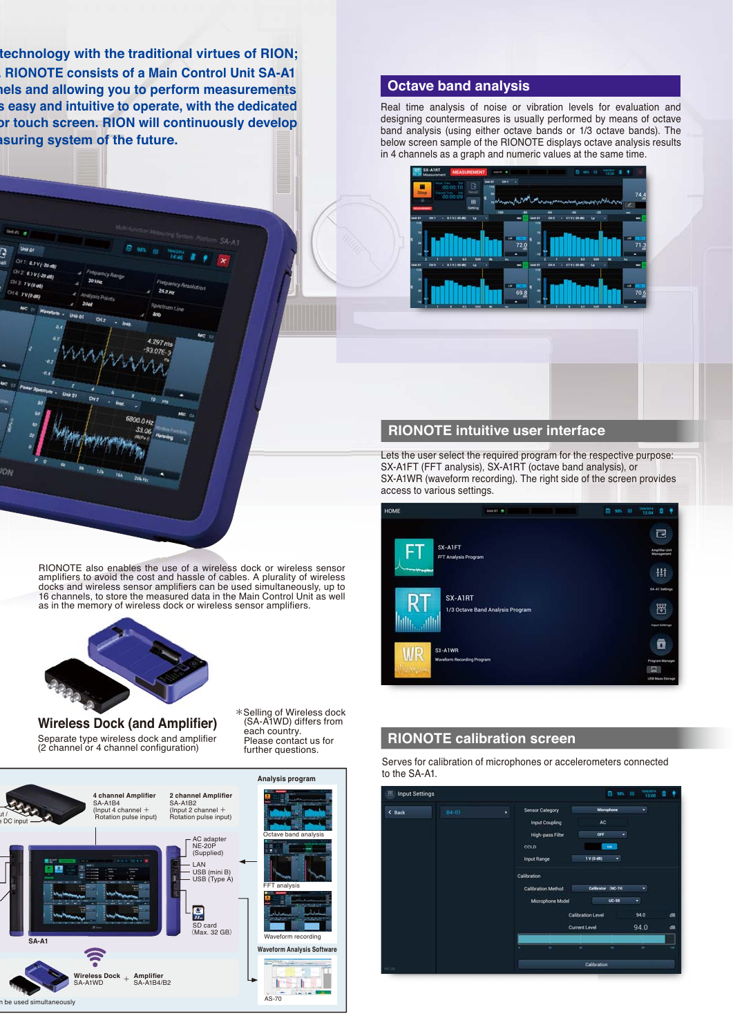technology with the traditional virtues of RION; RIONOTE consists of a Main Control Unit SA-A1 nels and allowing you to perform measurements s easy and intuitive to operate, with the dedicated or touch screen. RION will continuously develop asuring system of the future.

## Octave band analysis

Real time analysis of noise or vibration levels for evaluation and designing countermeasures is usually performed by means of octave band analysis (using either octave bands or 1/3 octave bands). The below screen sample of the RIONOTE displays octave analysis results in 4 channels as a graph and numeric values at the same time.

RIONOTE also enables the use of a wireless dock or wireless sensor amplifiers to avoid the cost and hassle of cables. A plurality of wireless docks and wireless sensor amplifiers can be used simultaneously, up to 16 channels, to store the measured data in the Main Control Unit as well as in the memory of wireless dock or wireless sensor amplifiers.

### Wireless Dock (and Amplifier)

Separate type wireless dock and amplifier (2 channel or 4 channel configuration)

*Selling of Wireless dock (SA-A1WD) differs from each country. Please contact us for further questions.

4 channel Amplifier SA-A1B4 (Input 4 channel + Rotation pulse input)

2 channel Amplifier SA-A1B2 (Input 2 channel + Rotation pulse input)

ut / DC input

AC adapter NE-20P (Supplied)

LAN
USB (mini B)
USB (Type A)

SD card (Max. 32 GB)

SA-A1

Wireless Dock SA-A1WD + Amplifier SA-A1B4/B2

n be used simultaneously

Analysis program

Octave band analysis

FFT analysis

Waveform recording

Waveform Analysis Software

AS-70

## RIONOTE intuitive user interface

Lets the user select the required program for the respective purpose: SX-A1FFT (FFT analysis), SX-A1RT (octave band analysis), or SX-A1WR (waveform recording). The right side of the screen provides access to various settings.

## RIONOTE calibration screen

Serves for calibration of microphones or accelerometers connected to the SA-A1.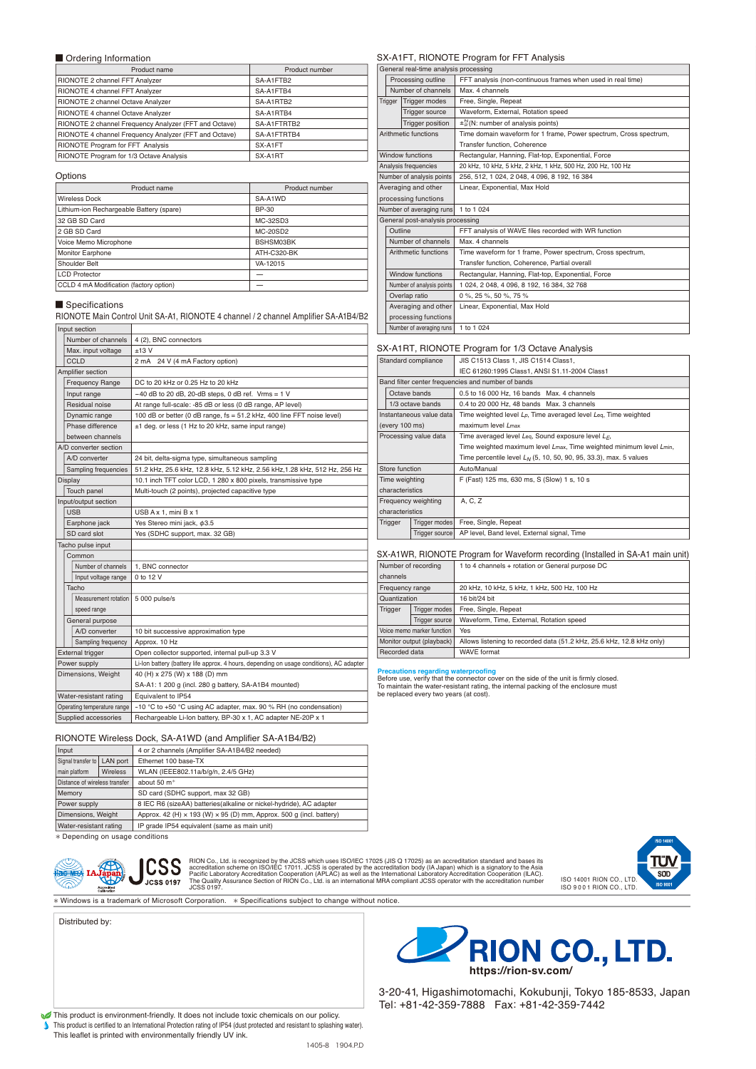## Ordering Information

| Product name | Product number |
|---|---|
| RIONOTE 2 channel FFT Analyzer | SA-A1FTB2 |
| RIONOTE 4 channel FFT Analyzer | SA-A1FTB4 |
| RIONOTE 2 channel Octave Analyzer | SA-A1RTB2 |
| RIONOTE 4 channel Octave Analyzer | SA-A1RTB4 |
| RIONOTE 2 channel Frequency Analyzer (FFT and Octave) | SA-A1FTRTB2 |
| RIONOTE 4 channel Frequency Analyzer (FFT and Octave) | SA-A1FTRTB4 |
| RIONOTE Program for FFT Analysis | SX-A1FT |
| RIONOTE Program for 1/3 Octave Analysis | SX-A1RT |

### Options

| Product name | Product number |
|---|---|
| Wireless Dock | SA-A1WD |
| Lithium-ion Rechargeable Battery (spare) | BP-30 |
| 32 GB SD Card | MC-32SD3 |
| 2 GB SD Card | MC-20SD2 |
| Voice Memo Microphone | BSHSM03BK |
| Monitor Earphone | ATH-C320-BK |
| Shoulder Belt | VA-12015 |
| LCD Protector | — |
| CCLD 4 mA Modification (factory option) | — |

## Specifications

### RIONOTE Main Control Unit SA-A1, RIONOTE 4 channel / 2 channel Amplifier SA-A1B4/B2

| | | | |
|---|---|---|---|
| Input section | | | |
| | Number of channels | | 4 (2), BNC connectors |
| | Max. input voltage | | ±13 V |
| | CCLD | | 2 mA 24 V (4 mA Factory option) |
| Amplifier section | | | |
| | Frequency Range | | DC to 20 kHz or 0.25 Hz to 20 kHz |
| | Input range | | −40 dB to 20 dB, 20-dB steps, 0 dB ref. Vrms = 1 V |
| | Residual noise | | At range full-scale: -85 dB or less (0 dB range, AP level) |
| | Dynamic range | | 100 dB or better (0 dB range, fs = 51.2 kHz, 400 line FFT noise level) |
| | Phase difference between channels | | ±1 deg. or less (1 Hz to 20 kHz, same input range) |
| A/D converter section | | | |
| | A/D converter | | 24 bit, delta-sigma type, simultaneous sampling |
| | Sampling frequencies | | 51.2 kHz, 25.6 kHz, 12.8 kHz, 5.12 kHz, 2.56 kHz,1.28 kHz, 512 Hz, 256 Hz |
| Display | | | 10.1 inch TFT color LCD, 1 280 x 800 pixels, transmissive type |
| | Touch panel | | Multi-touch (2 points), projected capacitive type |
| Input/output section | | | |
| | USB | | USB A x 1, mini B x 1 |
| | Earphone jack | | Yes Stereo mini jack, φ3.5 |
| | SD card slot | | Yes (SDHC support, max. 32 GB) |
| Tacho pulse input | | | |
| | Common | | |
| | | Number of channels | 1, BNC connector |
| | | Input voltage range | 0 to 12 V |
| | Tacho | | |
| | | Measurement rotation speed range | 5 000 pulse/s |
| | General purpose | | |
| | | A/D converter | 10 bit successive approximation type |
| | | Sampling frequency | Approx. 10 Hz |
| External trigger | | | Open collector supported, internal pull-up 3.3 V |
| Power supply | | | Li-Ion battery (battery life approx. 4 hours, depending on usage conditions), AC adapter |
| Dimensions, Weight | | | 40 (H) x 275 (W) x 188 (D) mm<br>SA-A1: 1 200 g (incl. 280 g battery, SA-A1B4 mounted) |
| Water-resistant rating | | | Equivalent to IP54 |
| Operating temperature range | | | -10 °C to +50 °C using AC adapter, max. 90 % RH (no condensation) |
| Supplied accessories | | | Rechargeable Li-Ion battery, BP-30 x 1, AC adapter NE-20P x 1 |

### RIONOTE Wireless Dock, SA-A1WD (and Amplifier SA-A1B4/B2)

| | | |
|---|---|---|
| Input | | 4 or 2 channels (Amplifier SA-A1B4/B2 needed) |
| Signal transfer to main platform | LAN port | Ethernet 100 base-TX |
| | Wireless | WLAN (IEEE802.11a/b/g/n, 2.4/5 GHz) |
| Distance of wireless transfer | | about 50 m* |
| Memory | | SD card (SDHC support, max 32 GB) |
| Power supply | | 8 IEC R6 (sizeAA) batteries(alkaline or nickel-hydride), AC adapter |
| Dimensions, Weight | | Approx. 42 (H) x 193 (W) x 95 (D) mm, Approx. 500 g (incl. battery) |
| Water-resistant rating | | IP grade IP54 equivalent (same as main unit) |

* Depending on usage conditions

### SX-A1FT, RIONOTE Program for FFT Analysis

| | | |
|---|---|---|
| General real-time analysis processing | | |
| | Processing outline | FFT analysis (non-continuous frames when used in real time) |
| | Number of channels | Max. 4 channels |
| Trigger | Trigger modes | Free, Single, Repeat |
| | Trigger source | Waveform, External, Rotation speed |
| | Trigger position | $\pm\frac{N}{2}$(N: number of analysis points) |
| Arithmetic functions | | Time domain waveform for 1 frame, Power spectrum, Cross spectrum, Transfer function, Coherence |
| Window functions | | Rectangular, Hanning, Flat-top, Exponential, Force |
| Analysis frequencies | | 20 kHz, 10 kHz, 5 kHz, 2 kHz, 1 kHz, 500 Hz, 200 Hz, 100 Hz |
| Number of analysis points | | 256, 512, 1 024, 2 048, 4 096, 8 192, 16 384 |
| Averaging and other processing functions | | Linear, Exponential, Max Hold |
| Number of averaging runs | | 1 to 1 024 |
| General post-analysis processing | | |
| | Outline | FFT analysis of WAVE files recorded with WR function |
| | Number of channels | Max. 4 channels |
| | Arithmetic functions | Time waveform for 1 frame, Power spectrum, Cross spectrum, Transfer function, Coherence, Partial overall |
| | Window functions | Rectangular, Hanning, Flat-top, Exponential, Force |
| | Number of analysis points | 1 024, 2 048, 4 096, 8 192, 16 384, 32 768 |
| | Overlap ratio | 0 %, 25 %, 50 %, 75 % |
| | Averaging and other processing functions | Linear, Exponential, Max Hold |
| | Number of averaging runs | 1 to 1 024 |

### SX-A1RT, RIONOTE Program for 1/3 Octave Analysis

| | | |
|---|---|---|
| Standard compliance | | JIS C1513 Class 1, JIS C1514 Class1,<br>IEC 61260:1995 Class1, ANSI S1.11-2004 Class1 |
| Band filter center frequencies and number of bands | | |
| | Octave bands | 0.5 to 16 000 Hz, 16 bands Max. 4 channels |
| | 1/3 octave bands | 0.4 to 20 000 Hz, 48 bands Max. 3 channels |
| Instantaneous value data (every 100 ms) | | Time weighted level $L_p$, Time averaged level $L_{eq}$, Time weighted maximum level $L_{max}$ |
| Processing value data | | Time averaged level $L_{eq}$, Sound exposure level $L_E$,<br>Time weighted maximum level $L_{max}$, Time weighted minimum level $L_{min}$,<br>Time percentile level $L_N$ (5, 10, 50, 90, 95, 33.3), max. 5 values |
| Store function | | Auto/Manual |
| Time weighting characteristics | | F (Fast) 125 ms, 630 ms, S (Slow) 1 s, 10 s |
| Frequency weighting characteristics | | A, C, Z |
| Trigger | Trigger modes | Free, Single, Repeat |
| | Trigger source | AP level, Band level, External signal, Time |

### SX-A1WR, RIONOTE Program for Waveform recording (Installed in SA-A1 main unit)

| | | |
|---|---|---|
| Number of recording channels | | 1 to 4 channels + rotation or General purpose DC |
| Frequency range | | 20 kHz, 10 kHz, 5 kHz, 1 kHz, 500 Hz, 100 Hz |
| Quantization | | 16 bit/24 bit |
| Trigger | Trigger modes | Free, Single, Repeat |
| | Trigger source | Waveform, Time, External, Rotation speed |
| Voice memo marker function | | Yes |
| Monitor output (playback) | | Allows listening to recorded data (51.2 kHz, 25.6 kHz, 12.8 kHz only) |
| Recorded data | | WAVE format |

**Precautions regarding waterproofing**

Before use, verify that the connector cover on the side of the unit is firmly closed.
To maintain the water-resistant rating, the internal packing of the enclosure must be replaced every two years (at cost).

RION Co., Ltd. is recognized by the JCSS which uses ISO/IEC 17025 (JIS Q 17025) as an accreditation standard and bases its accreditation scheme on ISO/IEC 17011. JCSS is operated by the accreditation body (IA Japan) which is a signatory to the Asia Pacific Laboratory Accreditation Cooperation (APLAC) as well as the International Laboratory Accreditation Cooperation (ILAC). The Quality Assurance Section of RION Co., Ltd. is an international MRA compliant JCSS operator with the accreditation number JCSS 0197.

JCSS 0197

ISO 14001 RION CO., LTD.
ISO 9001 RION CO., LTD.

* Windows is a trademark of Microsoft Corporation. * Specifications subject to change without notice.

Distributed by:

**RION CO., LTD.**
https://rion-sv.com/

3-20-41, Higashimotomachi, Kokubunji, Tokyo 185-8533, Japan
Tel: +81-42-359-7888 Fax: +81-42-359-7442

This product is environment-friendly. It does not include toxic chemicals on our policy.
This product is certified to an International Protection rating of IP54 (dust protected and resistant to splashing water).
This leaflet is printed with environmentally friendly UV ink.

1405-8 1904.P.D